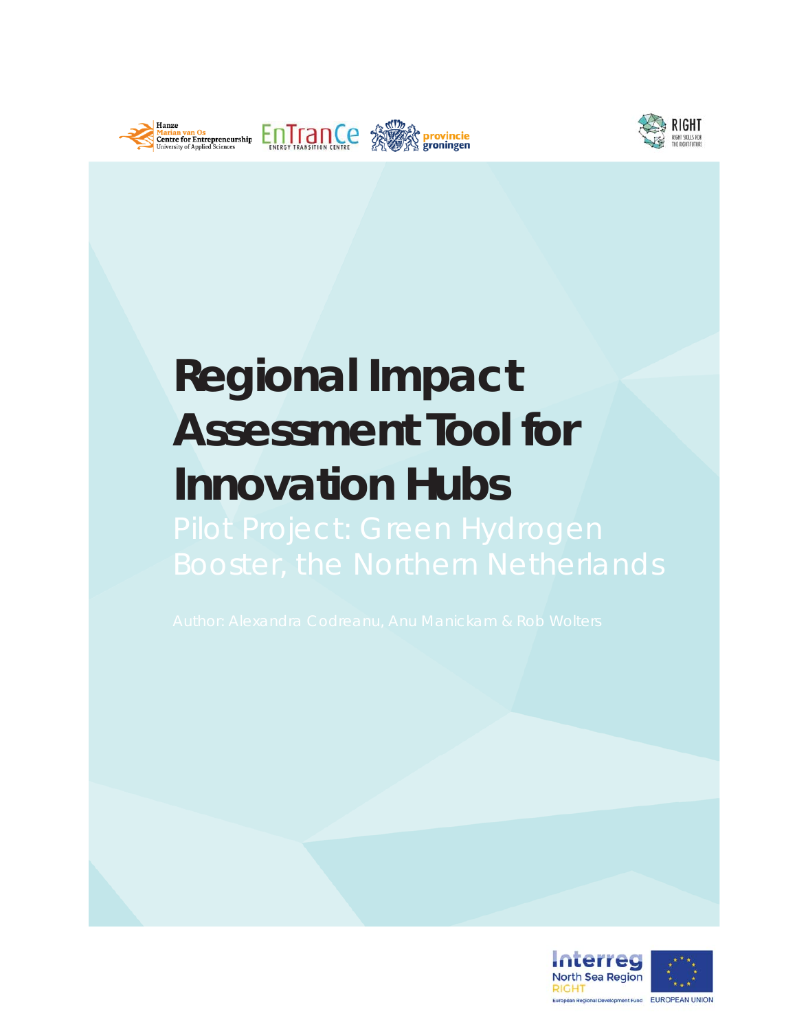# Regional Impact Assessment Tool for Innovation Hubs

## Pilot Project: Green Hydrogen Booster, the Northern Netherlands

Author: Alexandra Codreanu, Anu Manickam & Rob Wolters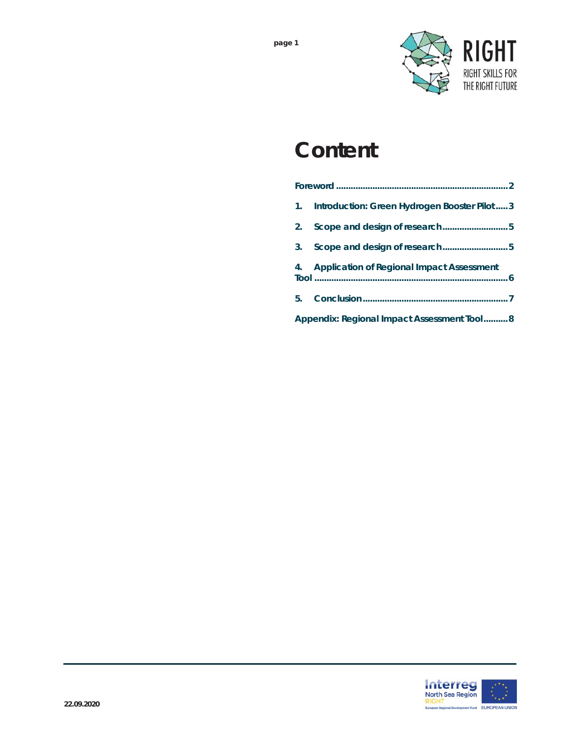# Content

Foreword .................................................................... 2

1. Introduction: Green Hydrogen Booster Pilot ..... 3

2. Scope and design of research .......................... 5

3. Scope and design of research .......................... 5

4. Application of Regional Impact Assessment Tool ............................................................................ 6

5. Conclusion ......................................................... 7

Appendix: Regional Impact Assessment Tool .......... 8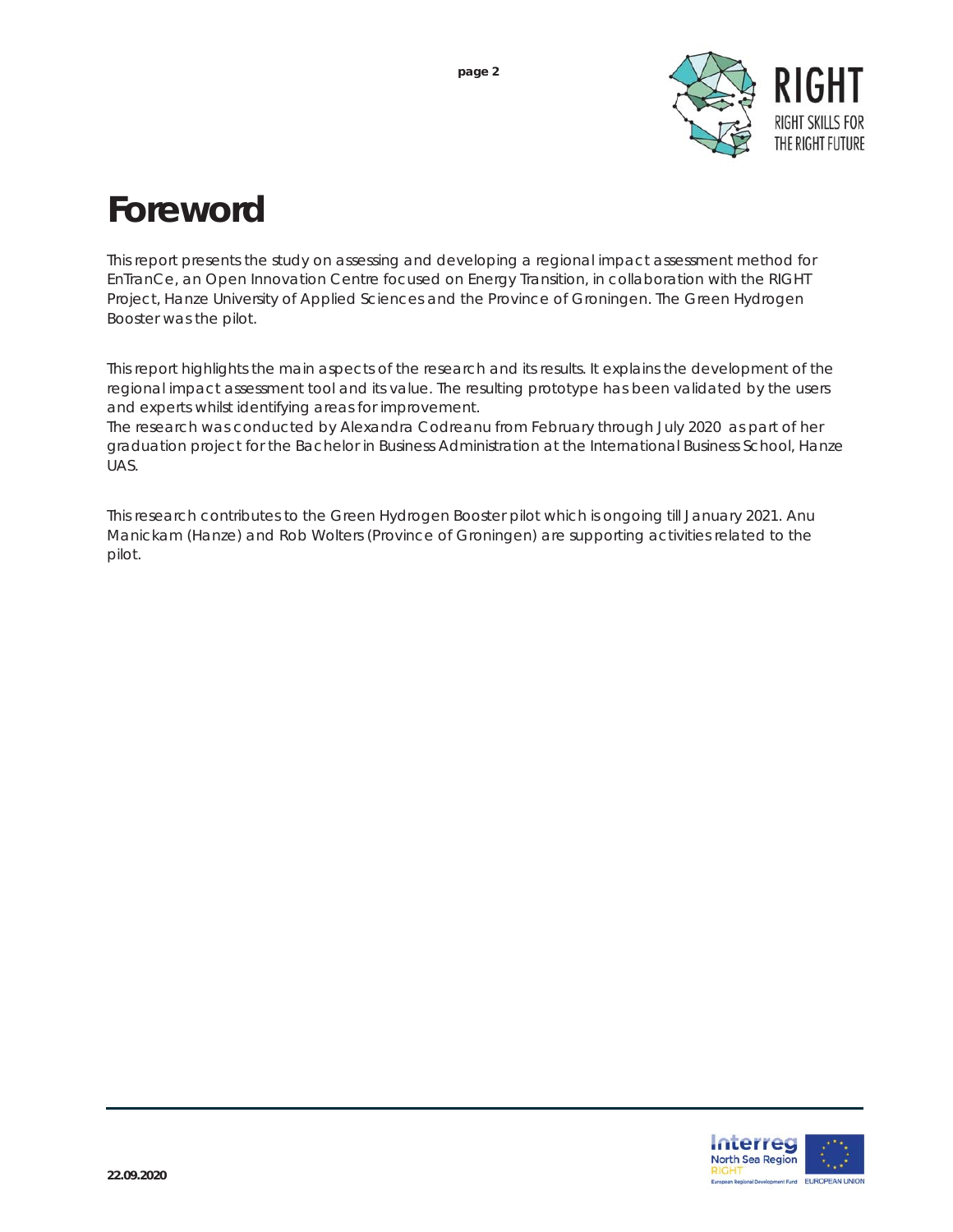# Foreword

This report presents the study on assessing and developing a regional impact assessment method for EnTranCe, an Open Innovation Centre focused on Energy Transition, in collaboration with the RIGHT Project, Hanze University of Applied Sciences and the Province of Groningen. The Green Hydrogen Booster was the pilot.

This report highlights the main aspects of the research and its results. It explains the development of the regional impact assessment tool and its value. The resulting prototype has been validated by the users and experts whilst identifying areas for improvement.
The research was conducted by Alexandra Codreanu from February through July 2020 as part of her graduation project for the Bachelor in Business Administration at the International Business School, Hanze UAS.

This research contributes to the Green Hydrogen Booster pilot which is ongoing till January 2021. Anu Manickam (Hanze) and Rob Wolters (Province of Groningen) are supporting activities related to the pilot.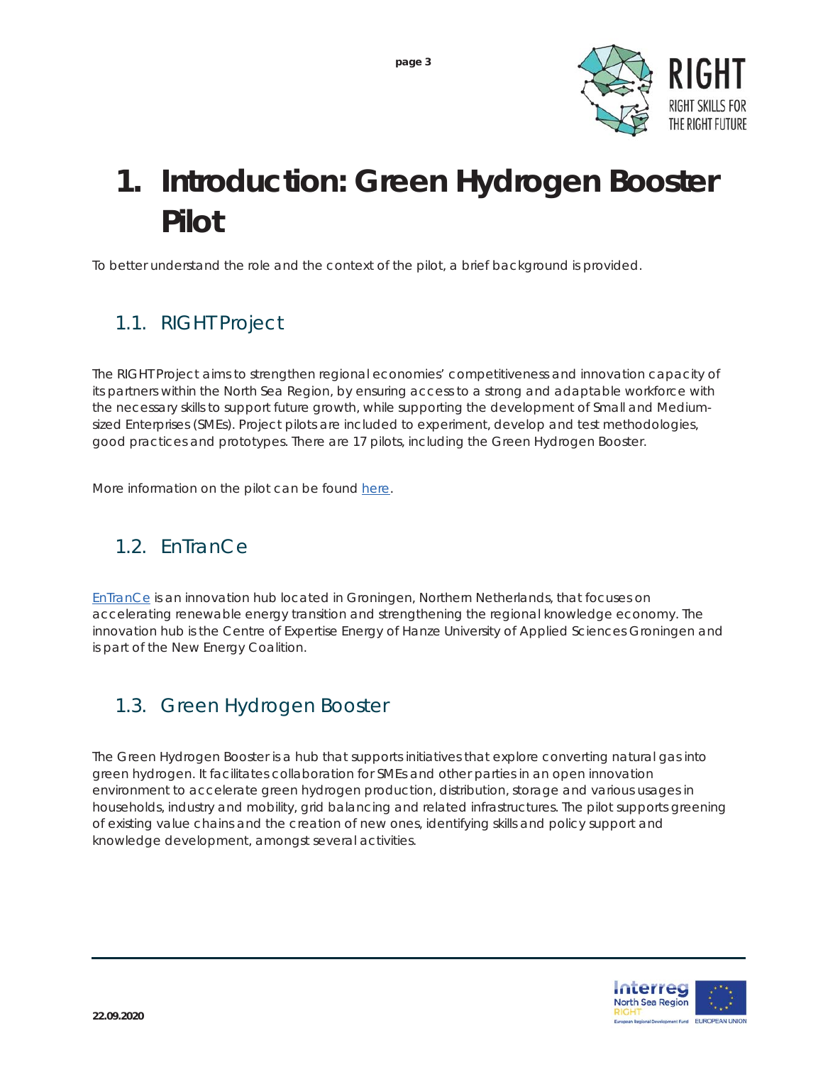# 1. Introduction: Green Hydrogen Booster Pilot

To better understand the role and the context of the pilot, a brief background is provided.

## 1.1. RIGHT Project

The RIGHT Project aims to strengthen regional economies' competitiveness and innovation capacity of its partners within the North Sea Region, by ensuring access to a strong and adaptable workforce with the necessary skills to support future growth, while supporting the development of Small and Medium-sized Enterprises (SMEs). Project pilots are included to experiment, develop and test methodologies, good practices and prototypes. There are 17 pilots, including the Green Hydrogen Booster.

More information on the pilot can be found here.

## 1.2. EnTranCe

EnTranCe is an innovation hub located in Groningen, Northern Netherlands, that focuses on accelerating renewable energy transition and strengthening the regional knowledge economy. The innovation hub is the Centre of Expertise Energy of Hanze University of Applied Sciences Groningen and is part of the New Energy Coalition.

## 1.3. Green Hydrogen Booster

The Green Hydrogen Booster is a hub that supports initiatives that explore converting natural gas into green hydrogen. It facilitates collaboration for SMEs and other parties in an open innovation environment to accelerate green hydrogen production, distribution, storage and various usages in households, industry and mobility, grid balancing and related infrastructures. The pilot supports greening of existing value chains and the creation of new ones, identifying skills and policy support and knowledge development, amongst several activities.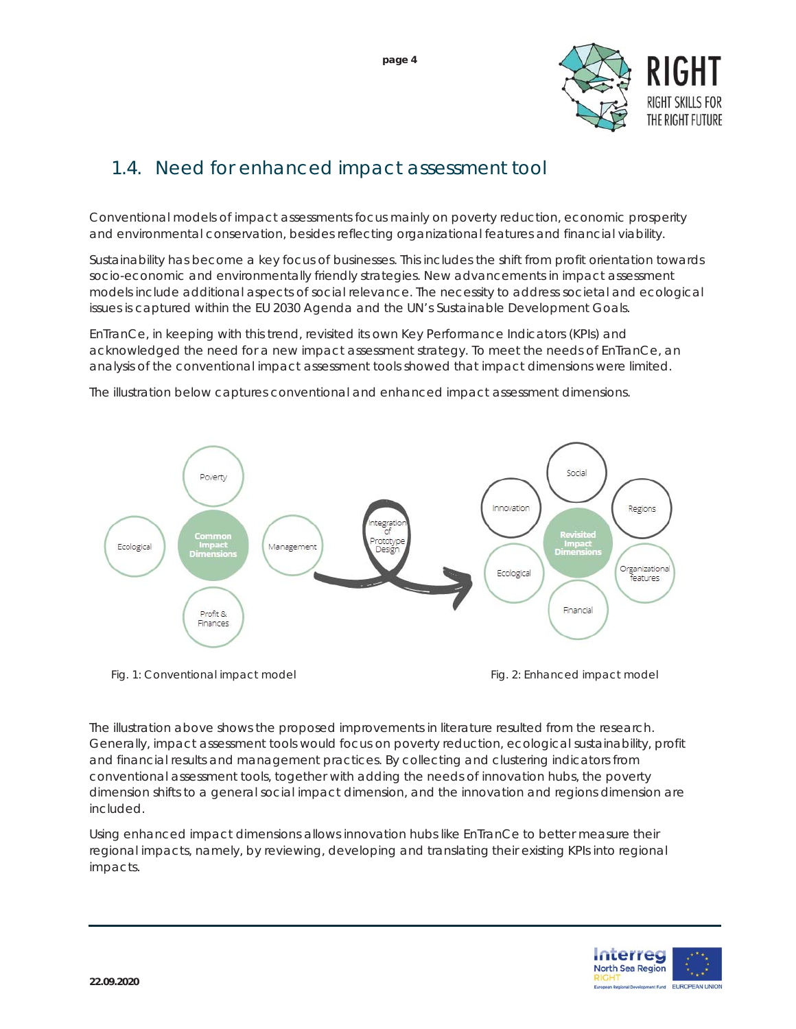## 1.4. Need for enhanced impact assessment tool

Conventional models of impact assessments focus mainly on poverty reduction, economic prosperity and environmental conservation, besides reflecting organizational features and financial viability.

Sustainability has become a key focus of businesses. This includes the shift from profit orientation towards socio-economic and environmentally friendly strategies. New advancements in impact assessment models include additional aspects of social relevance. The necessity to address societal and ecological issues is captured within the EU 2030 Agenda and the UN's Sustainable Development Goals.

EnTranCe, in keeping with this trend, revisited its own Key Performance Indicators (KPIs) and acknowledged the need for a new impact assessment strategy. To meet the needs of EnTranCe, an analysis of the conventional impact assessment tools showed that impact dimensions were limited.

The illustration below captures conventional and enhanced impact assessment dimensions.

Fig. 1: Conventional impact model

Fig. 2: Enhanced impact model

The illustration above shows the proposed improvements in literature resulted from the research. Generally, impact assessment tools would focus on poverty reduction, ecological sustainability, profit and financial results and management practices. By collecting and clustering indicators from conventional assessment tools, together with adding the needs of innovation hubs, the poverty dimension shifts to a general social impact dimension, and the innovation and regions dimension are included.

Using enhanced impact dimensions allows innovation hubs like EnTranCe to better measure their regional impacts, namely, by reviewing, developing and translating their existing KPIs into regional impacts.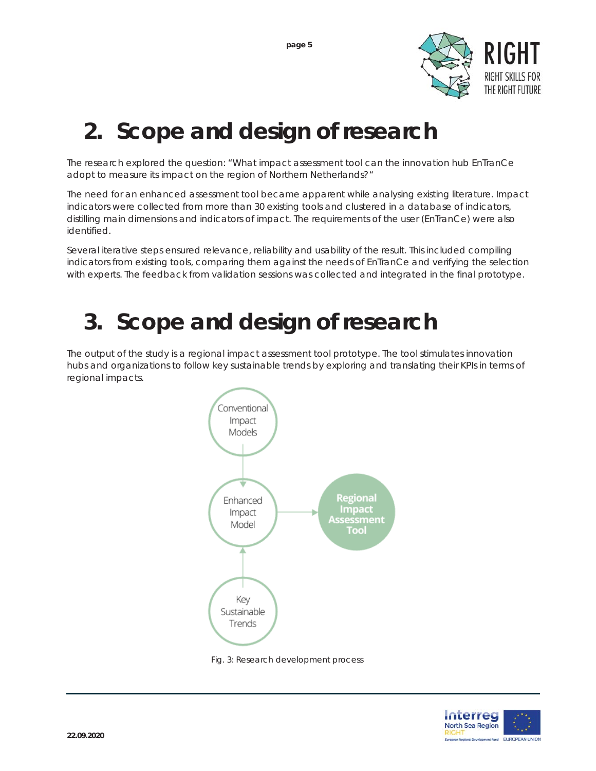# 2. Scope and design of research

The research explored the question: "What impact assessment tool can the innovation hub EnTranCe adopt to measure its impact on the region of Northern Netherlands?"

The need for an enhanced assessment tool became apparent while analysing existing literature. Impact indicators were collected from more than 30 existing tools and clustered in a database of indicators, distilling main dimensions and indicators of impact. The requirements of the user (EnTranCe) were also identified.

Several iterative steps ensured relevance, reliability and usability of the result. This included compiling indicators from existing tools, comparing them against the needs of EnTranCe and verifying the selection with experts. The feedback from validation sessions was collected and integrated in the final prototype.

# 3. Scope and design of research

The output of the study is a regional impact assessment tool prototype. The tool stimulates innovation hubs and organizations to follow key sustainable trends by exploring and translating their KPIs in terms of regional impacts.

Conventional Impact Models

Enhanced Impact Model

Regional Impact Assessment Tool

Key Sustainable Trends

Fig. 3: Research development process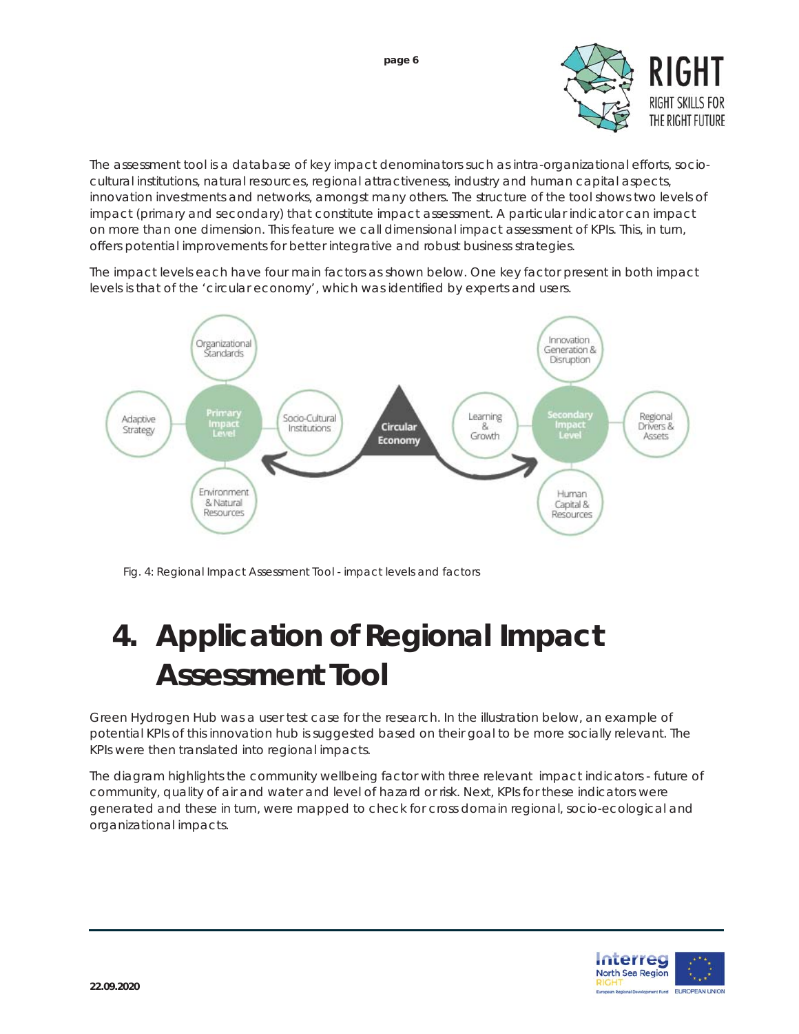The assessment tool is a database of key impact denominators such as intra-organizational efforts, socio-cultural institutions, natural resources, regional attractiveness, industry and human capital aspects, innovation investments and networks, amongst many others. The structure of the tool shows two levels of impact (primary and secondary) that constitute impact assessment. A particular indicator can impact on more than one dimension. This feature we call dimensional impact assessment of KPIs. This, in turn, offers potential improvements for better integrative and robust business strategies.

The impact levels each have four main factors as shown below. One key factor present in both impact levels is that of the 'circular economy', which was identified by experts and users.

Fig. 4: Regional Impact Assessment Tool - impact levels and factors

# 4. Application of Regional Impact Assessment Tool

Green Hydrogen Hub was a user test case for the research. In the illustration below, an example of potential KPIs of this innovation hub is suggested based on their goal to be more socially relevant. The KPIs were then translated into regional impacts.

The diagram highlights the community wellbeing factor with three relevant impact indicators - future of community, quality of air and water and level of hazard or risk. Next, KPIs for these indicators were generated and these in turn, were mapped to check for cross domain regional, socio-ecological and organizational impacts.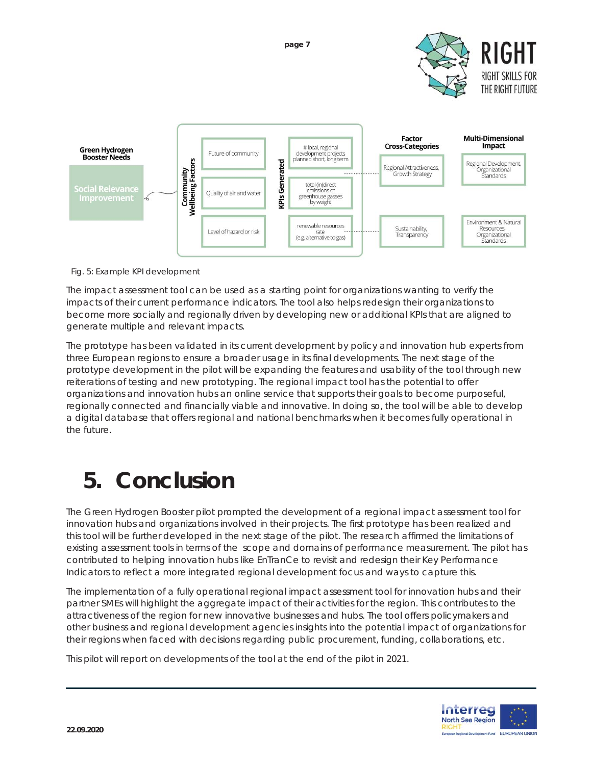Fig. 5: Example KPI development

The impact assessment tool can be used as a starting point for organizations wanting to verify the impacts of their current performance indicators. The tool also helps redesign their organizations to become more socially and regionally driven by developing new or additional KPIs that are aligned to generate multiple and relevant impacts.

The prototype has been validated in its current development by policy and innovation hub experts from three European regions to ensure a broader usage in its final developments. The next stage of the prototype development in the pilot will be expanding the features and usability of the tool through new reiterations of testing and new prototyping. The regional impact tool has the potential to offer organizations and innovation hubs an online service that supports their goals to become purposeful, regionally connected and financially viable and innovative. In doing so, the tool will be able to develop a digital database that offers regional and national benchmarks when it becomes fully operational in the future.

# 5. Conclusion

The Green Hydrogen Booster pilot prompted the development of a regional impact assessment tool for innovation hubs and organizations involved in their projects. The first prototype has been realized and this tool will be further developed in the next stage of the pilot. The research affirmed the limitations of existing assessment tools in terms of the scope and domains of performance measurement. The pilot has contributed to helping innovation hubs like EnTranCe to revisit and redesign their Key Performance Indicators to reflect a more integrated regional development focus and ways to capture this.

The implementation of a fully operational regional impact assessment tool for innovation hubs and their partner SMEs will highlight the aggregate impact of their activities for the region. This contributes to the attractiveness of the region for new innovative businesses and hubs. The tool offers policymakers and other business and regional development agencies insights into the potential impact of organizations for their regions when faced with decisions regarding public procurement, funding, collaborations, etc.

This pilot will report on developments of the tool at the end of the pilot in 2021.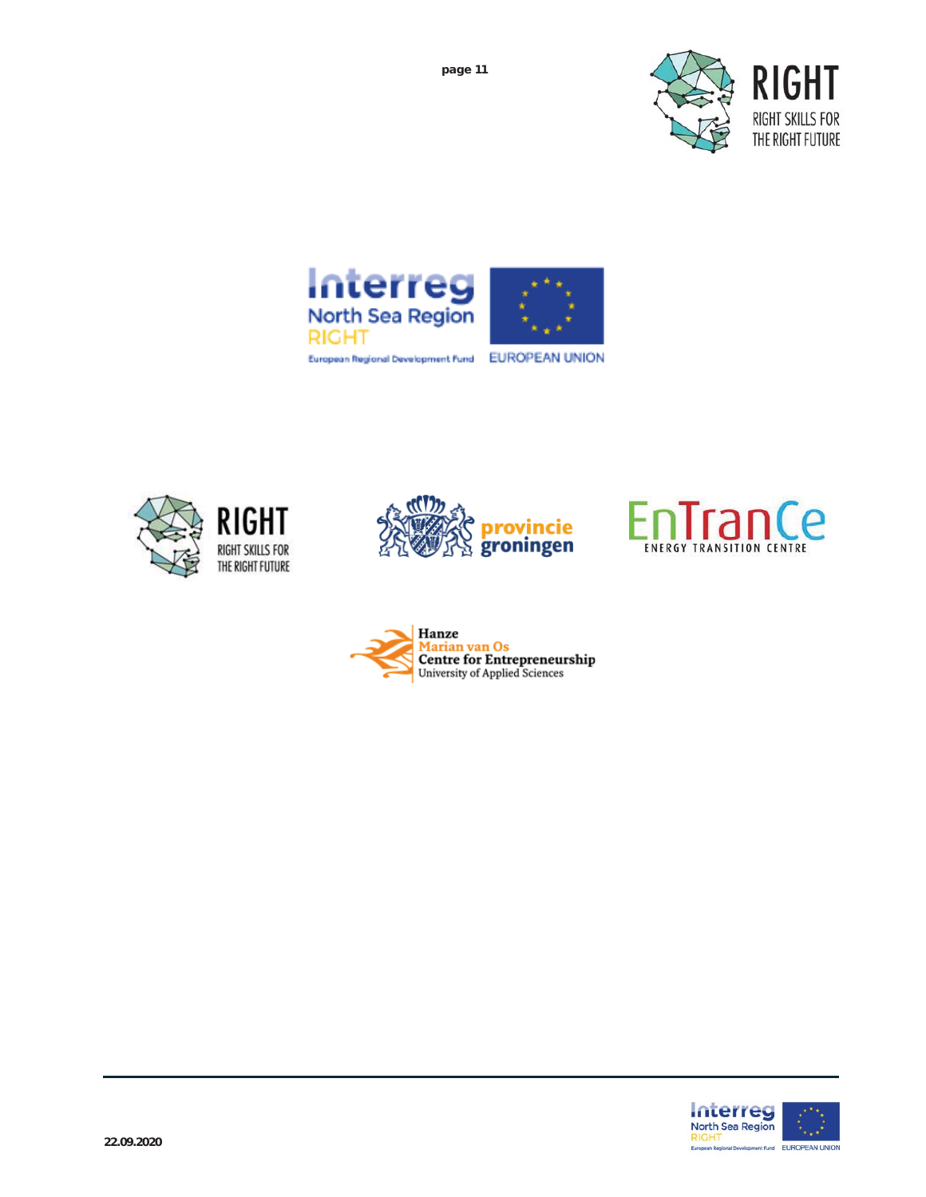Interreg
North Sea Region
RIGHT
European Regional Development Fund
EUROPEAN UNION

RIGHT
RIGHT SKILLS FOR
THE RIGHT FUTURE

provincie
groningen

EnTranCe
ENERGY TRANSITION CENTRE

Hanze
Marian van Os
Centre for Entrepreneurship
University of Applied Sciences

22.09.2020